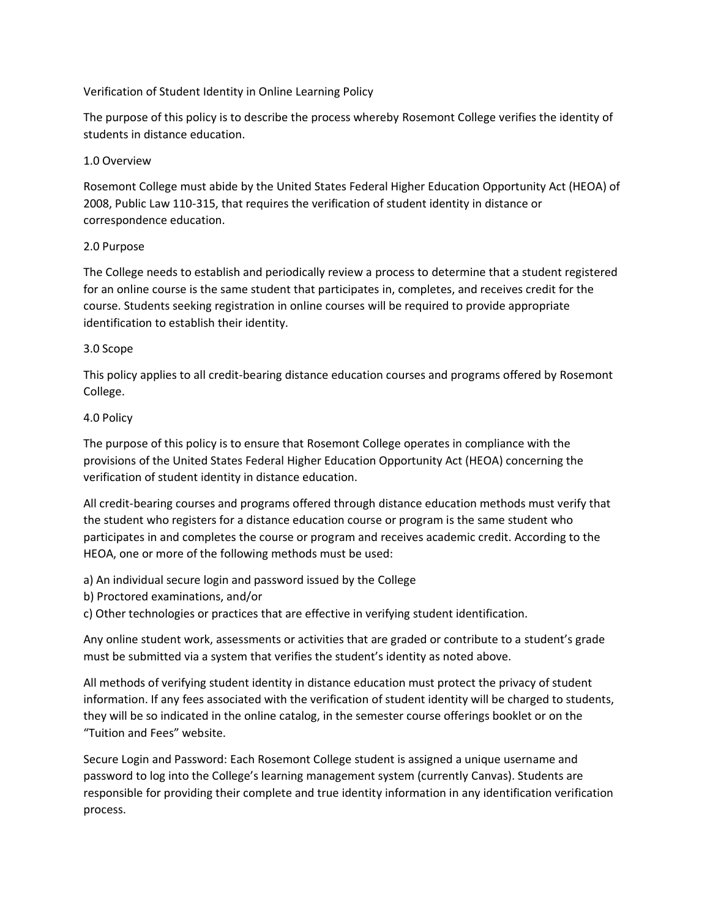# Verification of Student Identity in Online Learning Policy

The purpose of this policy is to describe the process whereby Rosemont College verifies the identity of students in distance education.

## 1.0 Overview

Rosemont College must abide by the United States Federal Higher Education Opportunity Act (HEOA) of 2008, Public Law 110-315, that requires the verification of student identity in distance or correspondence education.

## 2.0 Purpose

The College needs to establish and periodically review a process to determine that a student registered for an online course is the same student that participates in, completes, and receives credit for the course. Students seeking registration in online courses will be required to provide appropriate identification to establish their identity.

## 3.0 Scope

This policy applies to all credit-bearing distance education courses and programs offered by Rosemont College.

## 4.0 Policy

The purpose of this policy is to ensure that Rosemont College operates in compliance with the provisions of the United States Federal Higher Education Opportunity Act (HEOA) concerning the verification of student identity in distance education.

All credit-bearing courses and programs offered through distance education methods must verify that the student who registers for a distance education course or program is the same student who participates in and completes the course or program and receives academic credit. According to the HEOA, one or more of the following methods must be used:

a) An individual secure login and password issued by the College
b) Proctored examinations, and/or
c) Other technologies or practices that are effective in verifying student identification.

Any online student work, assessments or activities that are graded or contribute to a student's grade must be submitted via a system that verifies the student's identity as noted above.

All methods of verifying student identity in distance education must protect the privacy of student information. If any fees associated with the verification of student identity will be charged to students, they will be so indicated in the online catalog, in the semester course offerings booklet or on the "Tuition and Fees" website.

Secure Login and Password: Each Rosemont College student is assigned a unique username and password to log into the College's learning management system (currently Canvas). Students are responsible for providing their complete and true identity information in any identification verification process.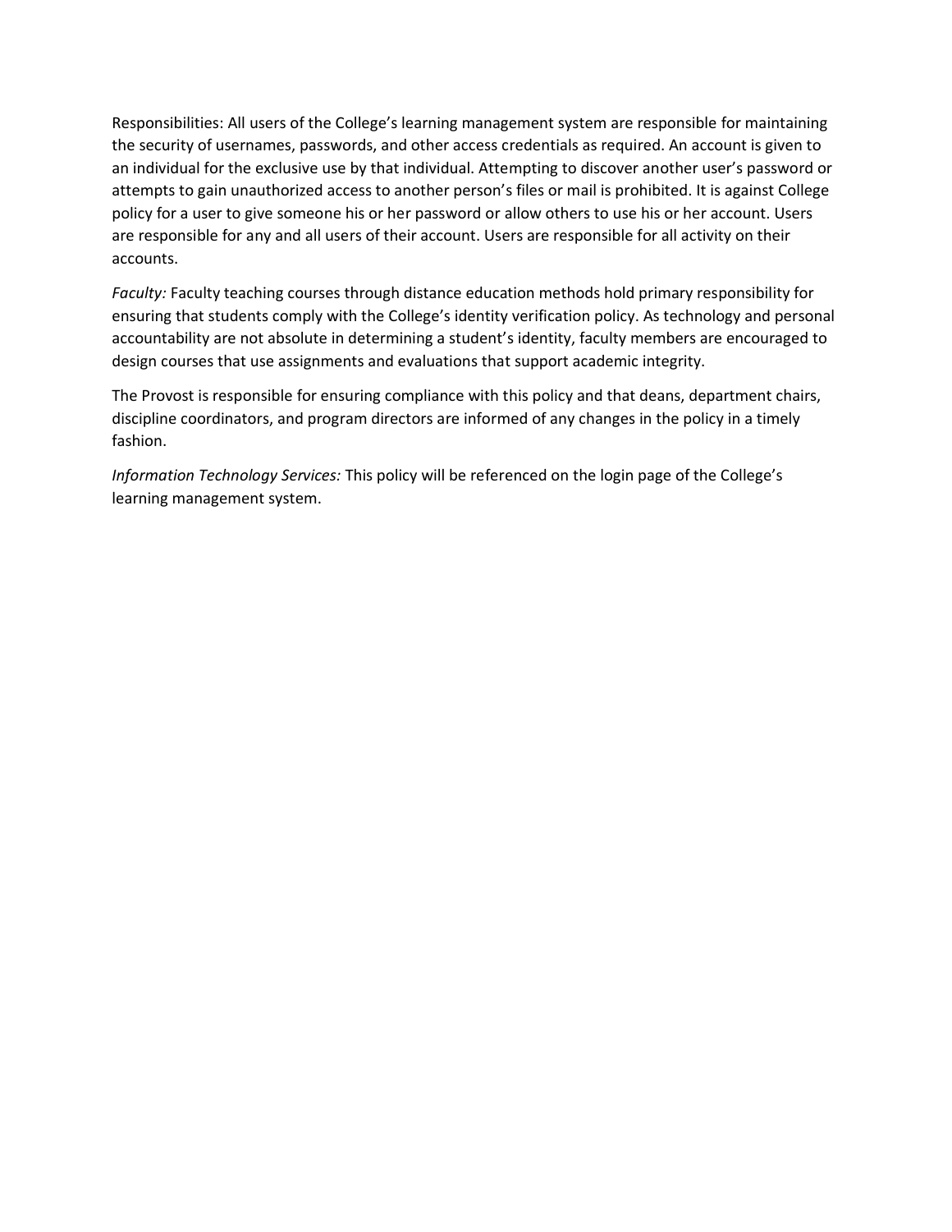Responsibilities: All users of the College's learning management system are responsible for maintaining the security of usernames, passwords, and other access credentials as required. An account is given to an individual for the exclusive use by that individual. Attempting to discover another user's password or attempts to gain unauthorized access to another person's files or mail is prohibited. It is against College policy for a user to give someone his or her password or allow others to use his or her account. Users are responsible for any and all users of their account. Users are responsible for all activity on their accounts.

*Faculty:* Faculty teaching courses through distance education methods hold primary responsibility for ensuring that students comply with the College's identity verification policy. As technology and personal accountability are not absolute in determining a student's identity, faculty members are encouraged to design courses that use assignments and evaluations that support academic integrity.

The Provost is responsible for ensuring compliance with this policy and that deans, department chairs, discipline coordinators, and program directors are informed of any changes in the policy in a timely fashion.

*Information Technology Services:* This policy will be referenced on the login page of the College's learning management system.